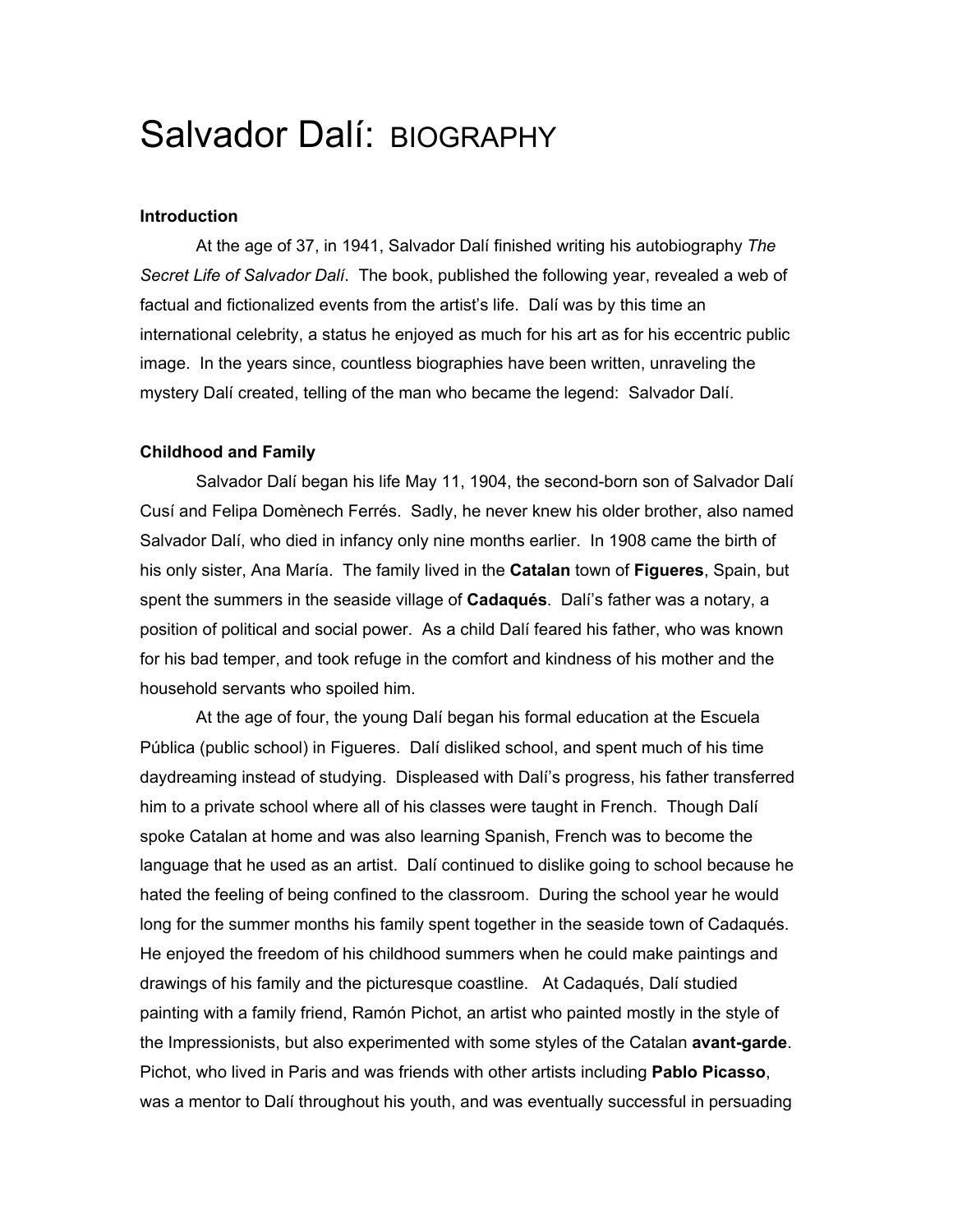# Salvador Dalí: BIOGRAPHY

**Introduction**

At the age of 37, in 1941, Salvador Dalí finished writing his autobiography *The Secret Life of Salvador Dalí*. The book, published the following year, revealed a web of factual and fictionalized events from the artist's life. Dalí was by this time an international celebrity, a status he enjoyed as much for his art as for his eccentric public image. In the years since, countless biographies have been written, unraveling the mystery Dalí created, telling of the man who became the legend: Salvador Dalí.

**Childhood and Family**

Salvador Dalí began his life May 11, 1904, the second-born son of Salvador Dalí Cusí and Felipa Domènech Ferrés. Sadly, he never knew his older brother, also named Salvador Dalí, who died in infancy only nine months earlier. In 1908 came the birth of his only sister, Ana María. The family lived in the **Catalan** town of **Figueres**, Spain, but spent the summers in the seaside village of **Cadaqués**. Dalí's father was a notary, a position of political and social power. As a child Dalí feared his father, who was known for his bad temper, and took refuge in the comfort and kindness of his mother and the household servants who spoiled him.

At the age of four, the young Dalí began his formal education at the Escuela Pública (public school) in Figueres. Dalí disliked school, and spent much of his time daydreaming instead of studying. Displeased with Dalí's progress, his father transferred him to a private school where all of his classes were taught in French. Though Dalí spoke Catalan at home and was also learning Spanish, French was to become the language that he used as an artist. Dalí continued to dislike going to school because he hated the feeling of being confined to the classroom. During the school year he would long for the summer months his family spent together in the seaside town of Cadaqués. He enjoyed the freedom of his childhood summers when he could make paintings and drawings of his family and the picturesque coastline. At Cadaqués, Dalí studied painting with a family friend, Ramón Pichot, an artist who painted mostly in the style of the Impressionists, but also experimented with some styles of the Catalan **avant-garde**. Pichot, who lived in Paris and was friends with other artists including **Pablo Picasso**, was a mentor to Dalí throughout his youth, and was eventually successful in persuading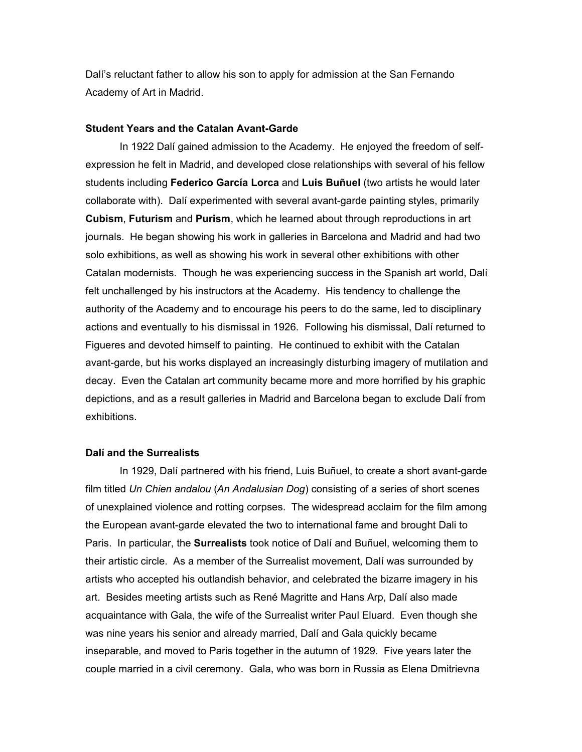Dalí's reluctant father to allow his son to apply for admission at the San Fernando Academy of Art in Madrid.

### Student Years and the Catalan Avant-Garde

In 1922 Dalí gained admission to the Academy. He enjoyed the freedom of self-expression he felt in Madrid, and developed close relationships with several of his fellow students including **Federico García Lorca** and **Luis Buñuel** (two artists he would later collaborate with). Dalí experimented with several avant-garde painting styles, primarily **Cubism**, **Futurism** and **Purism**, which he learned about through reproductions in art journals. He began showing his work in galleries in Barcelona and Madrid and had two solo exhibitions, as well as showing his work in several other exhibitions with other Catalan modernists. Though he was experiencing success in the Spanish art world, Dalí felt unchallenged by his instructors at the Academy. His tendency to challenge the authority of the Academy and to encourage his peers to do the same, led to disciplinary actions and eventually to his dismissal in 1926. Following his dismissal, Dalí returned to Figueres and devoted himself to painting. He continued to exhibit with the Catalan avant-garde, but his works displayed an increasingly disturbing imagery of mutilation and decay. Even the Catalan art community became more and more horrified by his graphic depictions, and as a result galleries in Madrid and Barcelona began to exclude Dalí from exhibitions.

### Dalí and the Surrealists

In 1929, Dalí partnered with his friend, Luis Buñuel, to create a short avant-garde film titled *Un Chien andalou* (*An Andalusian Dog*) consisting of a series of short scenes of unexplained violence and rotting corpses. The widespread acclaim for the film among the European avant-garde elevated the two to international fame and brought Dali to Paris. In particular, the **Surrealists** took notice of Dalí and Buñuel, welcoming them to their artistic circle. As a member of the Surrealist movement, Dalí was surrounded by artists who accepted his outlandish behavior, and celebrated the bizarre imagery in his art. Besides meeting artists such as René Magritte and Hans Arp, Dalí also made acquaintance with Gala, the wife of the Surrealist writer Paul Eluard. Even though she was nine years his senior and already married, Dalí and Gala quickly became inseparable, and moved to Paris together in the autumn of 1929. Five years later the couple married in a civil ceremony. Gala, who was born in Russia as Elena Dmitrievna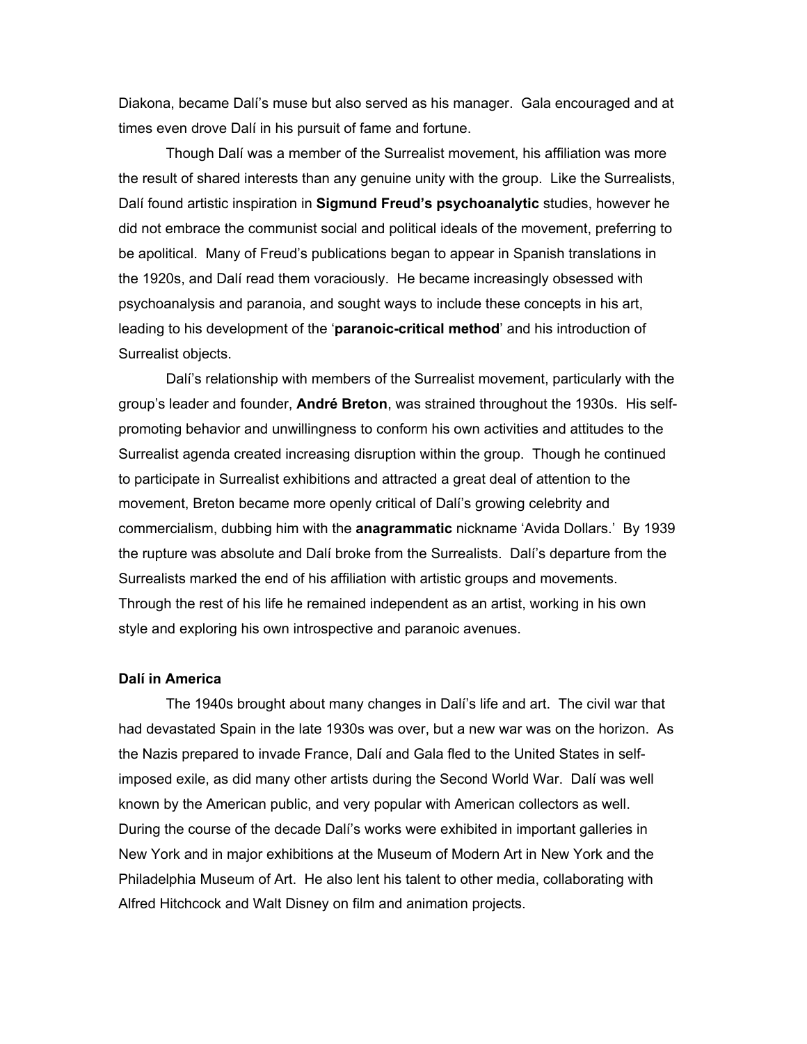Diakona, became Dalí's muse but also served as his manager. Gala encouraged and at times even drove Dalí in his pursuit of fame and fortune.

Though Dalí was a member of the Surrealist movement, his affiliation was more the result of shared interests than any genuine unity with the group. Like the Surrealists, Dalí found artistic inspiration in **Sigmund Freud's psychoanalytic** studies, however he did not embrace the communist social and political ideals of the movement, preferring to be apolitical. Many of Freud's publications began to appear in Spanish translations in the 1920s, and Dalí read them voraciously. He became increasingly obsessed with psychoanalysis and paranoia, and sought ways to include these concepts in his art, leading to his development of the '**paranoic-critical method**' and his introduction of Surrealist objects.

Dalí's relationship with members of the Surrealist movement, particularly with the group's leader and founder, **André Breton**, was strained throughout the 1930s. His self-promoting behavior and unwillingness to conform his own activities and attitudes to the Surrealist agenda created increasing disruption within the group. Though he continued to participate in Surrealist exhibitions and attracted a great deal of attention to the movement, Breton became more openly critical of Dalí's growing celebrity and commercialism, dubbing him with the **anagrammatic** nickname 'Avida Dollars.' By 1939 the rupture was absolute and Dalí broke from the Surrealists. Dalí's departure from the Surrealists marked the end of his affiliation with artistic groups and movements. Through the rest of his life he remained independent as an artist, working in his own style and exploring his own introspective and paranoic avenues.

**Dalí in America**

The 1940s brought about many changes in Dalí's life and art. The civil war that had devastated Spain in the late 1930s was over, but a new war was on the horizon. As the Nazis prepared to invade France, Dalí and Gala fled to the United States in self-imposed exile, as did many other artists during the Second World War. Dalí was well known by the American public, and very popular with American collectors as well. During the course of the decade Dalí's works were exhibited in important galleries in New York and in major exhibitions at the Museum of Modern Art in New York and the Philadelphia Museum of Art. He also lent his talent to other media, collaborating with Alfred Hitchcock and Walt Disney on film and animation projects.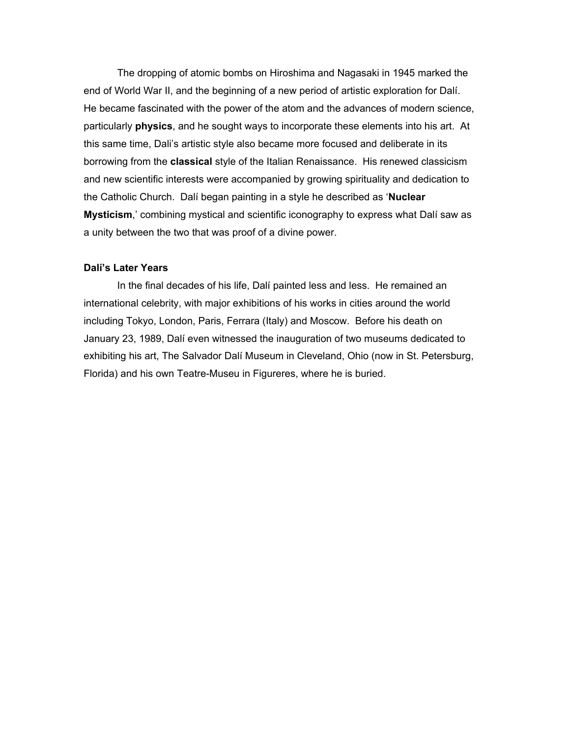The dropping of atomic bombs on Hiroshima and Nagasaki in 1945 marked the end of World War II, and the beginning of a new period of artistic exploration for Dalí. He became fascinated with the power of the atom and the advances of modern science, particularly **physics**, and he sought ways to incorporate these elements into his art. At this same time, Dali's artistic style also became more focused and deliberate in its borrowing from the **classical** style of the Italian Renaissance. His renewed classicism and new scientific interests were accompanied by growing spirituality and dedication to the Catholic Church. Dalí began painting in a style he described as '**Nuclear Mysticism**,' combining mystical and scientific iconography to express what Dalí saw as a unity between the two that was proof of a divine power.

**Dalí's Later Years**

In the final decades of his life, Dalí painted less and less. He remained an international celebrity, with major exhibitions of his works in cities around the world including Tokyo, London, Paris, Ferrara (Italy) and Moscow. Before his death on January 23, 1989, Dalí even witnessed the inauguration of two museums dedicated to exhibiting his art, The Salvador Dalí Museum in Cleveland, Ohio (now in St. Petersburg, Florida) and his own Teatre-Museu in Figureres, where he is buried.